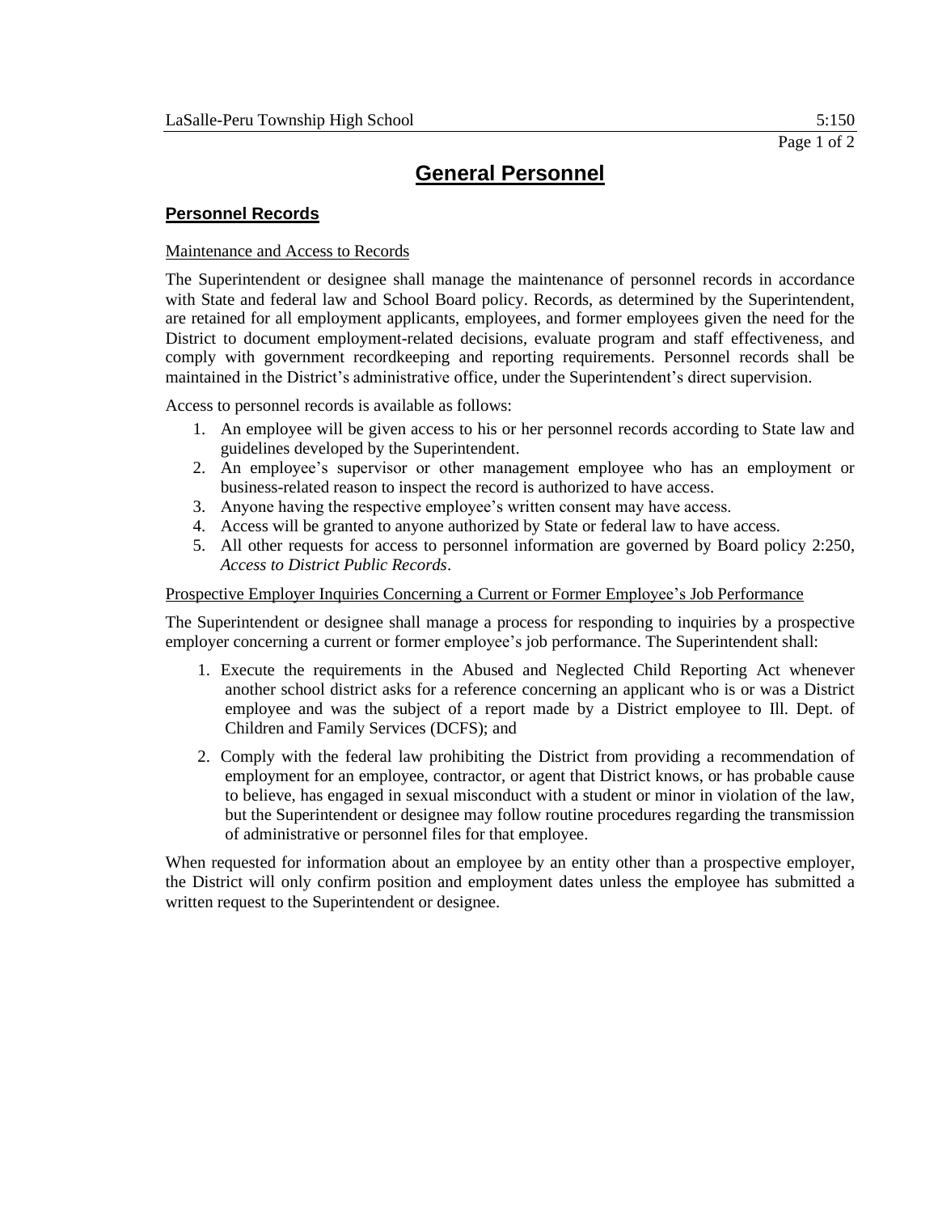# General Personnel

## Personnel Records

Maintenance and Access to Records

The Superintendent or designee shall manage the maintenance of personnel records in accordance with State and federal law and School Board policy. Records, as determined by the Superintendent, are retained for all employment applicants, employees, and former employees given the need for the District to document employment-related decisions, evaluate program and staff effectiveness, and comply with government recordkeeping and reporting requirements. Personnel records shall be maintained in the District's administrative office, under the Superintendent's direct supervision.

Access to personnel records is available as follows:

1. An employee will be given access to his or her personnel records according to State law and guidelines developed by the Superintendent.
2. An employee's supervisor or other management employee who has an employment or business-related reason to inspect the record is authorized to have access.
3. Anyone having the respective employee's written consent may have access.
4. Access will be granted to anyone authorized by State or federal law to have access.
5. All other requests for access to personnel information are governed by Board policy 2:250, *Access to District Public Records*.

Prospective Employer Inquiries Concerning a Current or Former Employee's Job Performance

The Superintendent or designee shall manage a process for responding to inquiries by a prospective employer concerning a current or former employee's job performance. The Superintendent shall:

1. Execute the requirements in the Abused and Neglected Child Reporting Act whenever another school district asks for a reference concerning an applicant who is or was a District employee and was the subject of a report made by a District employee to Ill. Dept. of Children and Family Services (DCFS); and
2. Comply with the federal law prohibiting the District from providing a recommendation of employment for an employee, contractor, or agent that District knows, or has probable cause to believe, has engaged in sexual misconduct with a student or minor in violation of the law, but the Superintendent or designee may follow routine procedures regarding the transmission of administrative or personnel files for that employee.

When requested for information about an employee by an entity other than a prospective employer, the District will only confirm position and employment dates unless the employee has submitted a written request to the Superintendent or designee.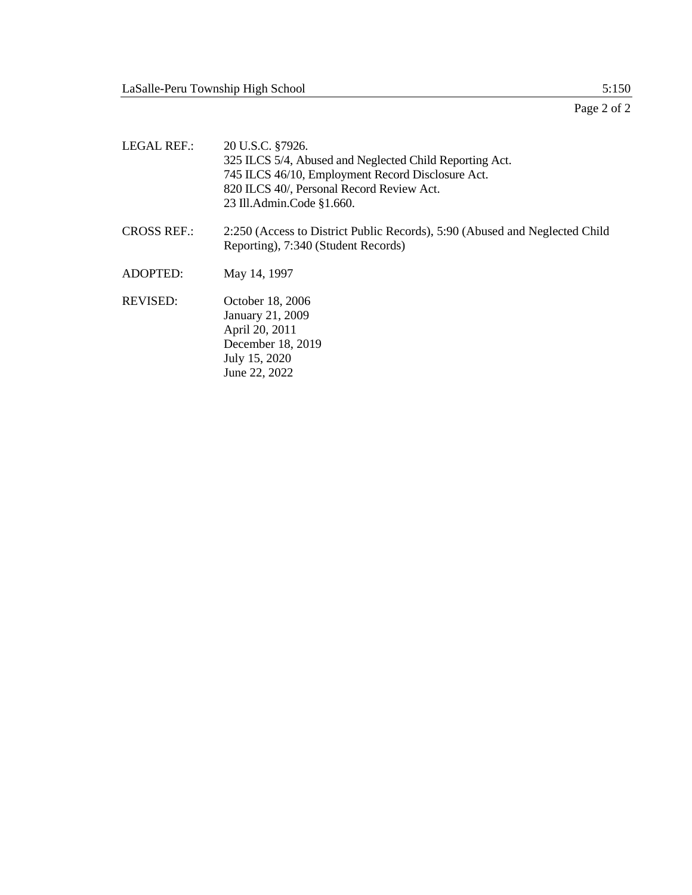LEGAL REF.: 20 U.S.C. §7926.
325 ILCS 5/4, Abused and Neglected Child Reporting Act.
745 ILCS 46/10, Employment Record Disclosure Act.
820 ILCS 40/, Personal Record Review Act.
23 Ill.Admin.Code §1.660.

CROSS REF.: 2:250 (Access to District Public Records), 5:90 (Abused and Neglected Child Reporting), 7:340 (Student Records)

ADOPTED: May 14, 1997

REVISED: October 18, 2006
January 21, 2009
April 20, 2011
December 18, 2019
July 15, 2020
June 22, 2022